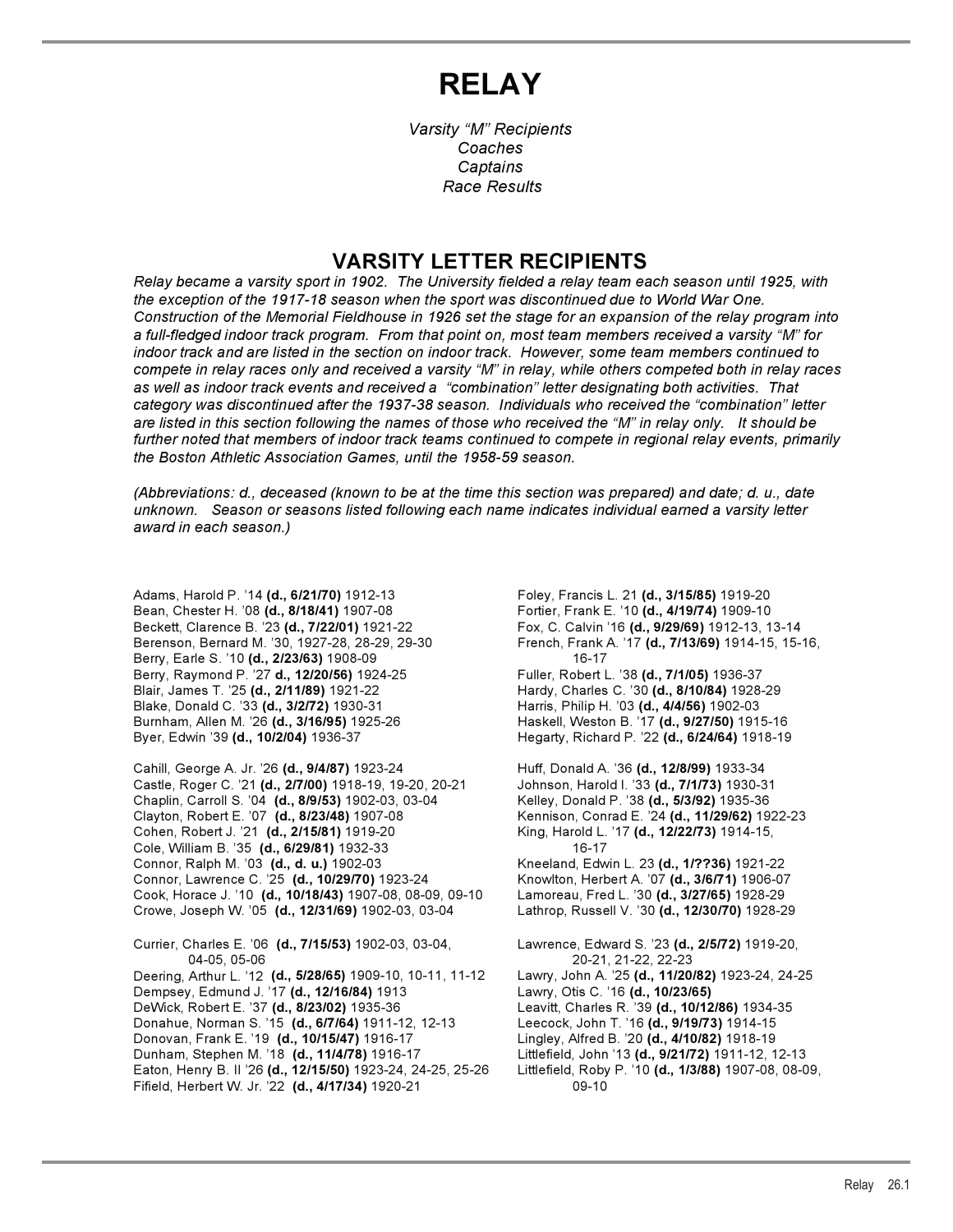# RELAY

*Varsity "M" Recipients*
*Coaches*
*Captains*
*Race Results*

## VARSITY LETTER RECIPIENTS

*Relay became a varsity sport in 1902. The University fielded a relay team each season until 1925, with the exception of the 1917-18 season when the sport was discontinued due to World War One. Construction of the Memorial Fieldhouse in 1926 set the stage for an expansion of the relay program into a full-fledged indoor track program. From that point on, most team members received a varsity "M" for indoor track and are listed in the section on indoor track. However, some team members continued to compete in relay races only and received a varsity "M" in relay, while others competed both in relay races as well as indoor track events and received a "combination" letter designating both activities. That category was discontinued after the 1937-38 season. Individuals who received the "combination" letter are listed in this section following the names of those who received the "M" in relay only. It should be further noted that members of indoor track teams continued to compete in regional relay events, primarily the Boston Athletic Association Games, until the 1958-59 season.*

*(Abbreviations: d., deceased (known to be at the time this section was prepared) and date; d. u., date unknown. Season or seasons listed following each name indicates individual earned a varsity letter award in each season.)*

Adams, Harold P. '14 **(d., 6/21/70)** 1912-13
Bean, Chester H. '08 **(d., 8/18/41)** 1907-08
Beckett, Clarence B. '23 **(d., 7/22/01)** 1921-22
Berenson, Bernard M. '30, 1927-28, 28-29, 29-30
Berry, Earle S. '10 **(d., 2/23/63)** 1908-09
Berry, Raymond P. '27 **d., 12/20/56)** 1924-25
Blair, James T. '25 **(d., 2/11/89)** 1921-22
Blake, Donald C. '33 **(d., 3/2/72)** 1930-31
Burnham, Allen M. '26 **(d., 3/16/95)** 1925-26
Byer, Edwin '39 **(d., 10/2/04)** 1936-37

Cahill, George A. Jr. '26 **(d., 9/4/87)** 1923-24
Castle, Roger C. '21 **(d., 2/7/00)** 1918-19, 19-20, 20-21
Chaplin, Carroll S. '04 **(d., 8/9/53)** 1902-03, 03-04
Clayton, Robert E. '07 **(d., 8/23/48)** 1907-08
Cohen, Robert J. '21 **(d., 2/15/81)** 1919-20
Cole, William B. '35 **(d., 6/29/81)** 1932-33
Connor, Ralph M. '03 **(d., d. u.)** 1902-03
Connor, Lawrence C. '25 **(d., 10/29/70)** 1923-24
Cook, Horace J. '10 **(d., 10/18/43)** 1907-08, 08-09, 09-10
Crowe, Joseph W. '05 **(d., 12/31/69)** 1902-03, 03-04

Currier, Charles E. '06 **(d., 7/15/53)** 1902-03, 03-04, 04-05, 05-06
Deering, Arthur L. '12 **(d., 5/28/65)** 1909-10, 10-11, 11-12
Dempsey, Edmund J. '17 **(d., 12/16/84)** 1913
DeWick, Robert E. '37 **(d., 8/23/02)** 1935-36
Donahue, Norman S. '15 **(d., 6/7/64)** 1911-12, 12-13
Donovan, Frank E. '19 **(d., 10/15/47)** 1916-17
Dunham, Stephen M. '18 **(d., 11/4/78)** 1916-17
Eaton, Henry B. II '26 **(d., 12/15/50)** 1923-24, 24-25, 25-26
Fifield, Herbert W. Jr. '22 **(d., 4/17/34)** 1920-21

Foley, Francis L. 21 **(d., 3/15/85)** 1919-20
Fortier, Frank E. '10 **(d., 4/19/74)** 1909-10
Fox, C. Calvin '16 **(d., 9/29/69)** 1912-13, 13-14
French, Frank A. '17 **(d., 7/13/69)** 1914-15, 15-16, 16-17
Fuller, Robert L. '38 **(d., 7/1/05)** 1936-37
Hardy, Charles C. '30 **(d., 8/10/84)** 1928-29
Harris, Philip H. '03 **(d., 4/4/56)** 1902-03
Haskell, Weston B. '17 **(d., 9/27/50)** 1915-16
Hegarty, Richard P. '22 **(d., 6/24/64)** 1918-19

Huff, Donald A. '36 **(d., 12/8/99)** 1933-34
Johnson, Harold I. '33 **(d., 7/1/73)** 1930-31
Kelley, Donald P. '38 **(d., 5/3/92)** 1935-36
Kennison, Conrad E. '24 **(d., 11/29/62)** 1922-23
King, Harold L. '17 **(d., 12/22/73)** 1914-15, 16-17
Kneeland, Edwin L. 23 **(d., 1/??36)** 1921-22
Knowlton, Herbert A. '07 **(d., 3/6/71)** 1906-07
Lamoreau, Fred L. '30 **(d., 3/27/65)** 1928-29
Lathrop, Russell V. '30 **(d., 12/30/70)** 1928-29

Lawrence, Edward S. '23 **(d., 2/5/72)** 1919-20, 20-21, 21-22, 22-23
Lawry, John A. '25 **(d., 11/20/82)** 1923-24, 24-25
Lawry, Otis C. '16 **(d., 10/23/65)**
Leavitt, Charles R. '39 **(d., 10/12/86)** 1934-35
Leecock, John T. '16 **(d., 9/19/73)** 1914-15
Lingley, Alfred B. '20 **(d., 4/10/82)** 1918-19
Littlefield, John '13 **(d., 9/21/72)** 1911-12, 12-13
Littlefield, Roby P. '10 **(d., 1/3/88)** 1907-08, 08-09, 09-10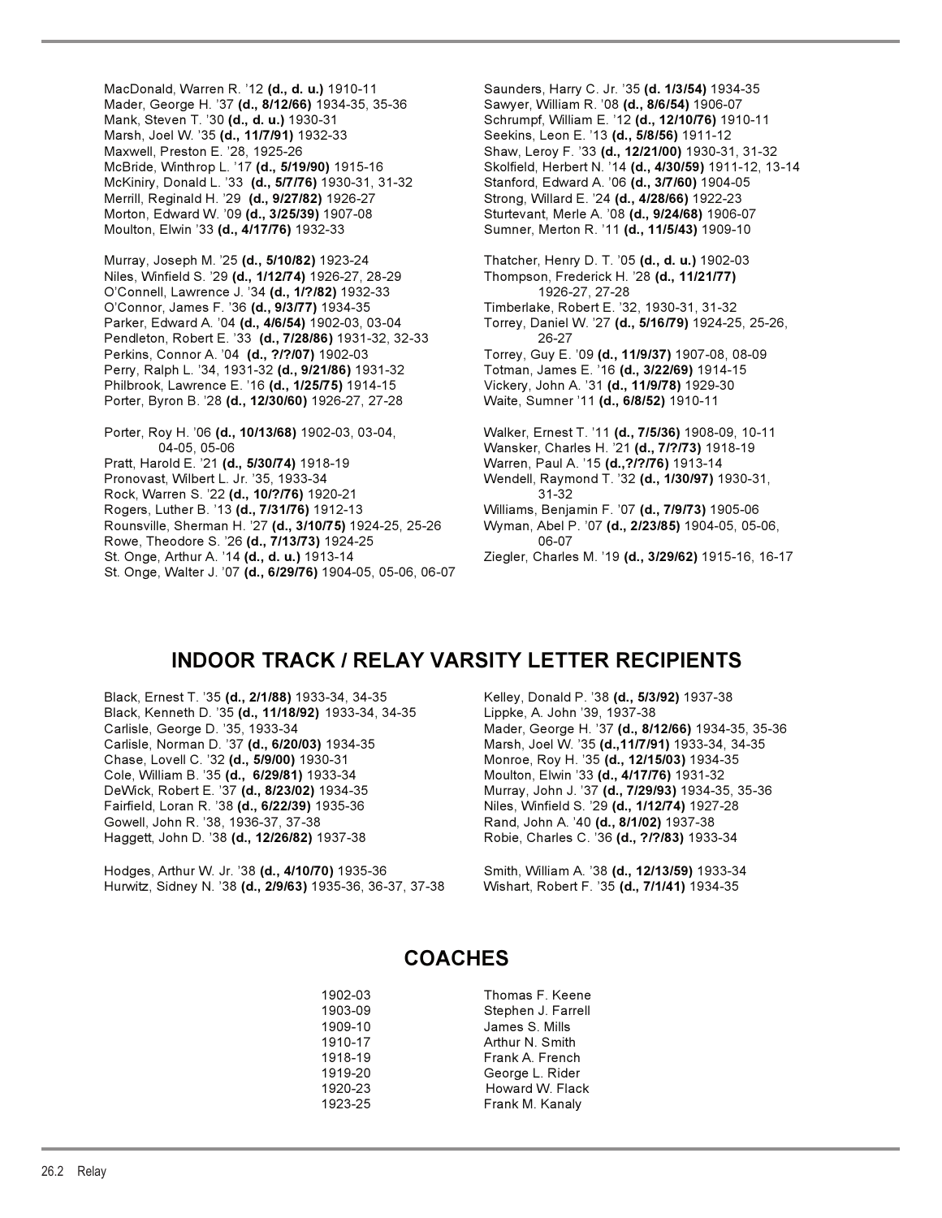MacDonald, Warren R. '12 **(d., d. u.)** 1910-11
Mader, George H. '37 **(d., 8/12/66)** 1934-35, 35-36
Mank, Steven T. '30 **(d., d. u.)** 1930-31
Marsh, Joel W. '35 **(d., 11/7/91)** 1932-33
Maxwell, Preston E. '28, 1925-26
McBride, Winthrop L. '17 **(d., 5/19/90)** 1915-16
McKiniry, Donald L. '33 **(d., 5/7/76)** 1930-31, 31-32
Merrill, Reginald H. '29 **(d., 9/27/82)** 1926-27
Morton, Edward W. '09 **(d., 3/25/39)** 1907-08
Moulton, Elwin '33 **(d., 4/17/76)** 1932-33

Murray, Joseph M. '25 **(d., 5/10/82)** 1923-24
Niles, Winfield S. '29 **(d., 1/12/74)** 1926-27, 28-29
O'Connell, Lawrence J. '34 **(d., 1/?/82)** 1932-33
O'Connor, James F. '36 **(d., 9/3/77)** 1934-35
Parker, Edward A. '04 **(d., 4/6/54)** 1902-03, 03-04
Pendleton, Robert E. '33 **(d., 7/28/86)** 1931-32, 32-33
Perkins, Connor A. '04 **(d., ?/?/07)** 1902-03
Perry, Ralph L. '34, 1931-32 **(d., 9/21/86)** 1931-32
Philbrook, Lawrence E. '16 **(d., 1/25/75)** 1914-15
Porter, Byron B. '28 **(d., 12/30/60)** 1926-27, 27-28

Porter, Roy H. '06 **(d., 10/13/68)** 1902-03, 03-04, 04-05, 05-06
Pratt, Harold E. '21 **(d., 5/30/74)** 1918-19
Pronovast, Wilbert L. Jr. '35, 1933-34
Rock, Warren S. '22 **(d., 10/?/76)** 1920-21
Rogers, Luther B. '13 **(d., 7/31/76)** 1912-13
Rounsville, Sherman H. '27 **(d., 3/10/75)** 1924-25, 25-26
Rowe, Theodore S. '26 **(d., 7/13/73)** 1924-25
St. Onge, Arthur A. '14 **(d., d. u.)** 1913-14
St. Onge, Walter J. '07 **(d., 6/29/76)** 1904-05, 05-06, 06-07

Saunders, Harry C. Jr. '35 **(d. 1/3/54)** 1934-35
Sawyer, William R. '08 **(d., 8/6/54)** 1906-07
Schrumpf, William E. '12 **(d., 12/10/76)** 1910-11
Seekins, Leon E. '13 **(d., 5/8/56)** 1911-12
Shaw, Leroy F. '33 **(d., 12/21/00)** 1930-31, 31-32
Skolfield, Herbert N. '14 **(d., 4/30/59)** 1911-12, 13-14
Stanford, Edward A. '06 **(d., 3/7/60)** 1904-05
Strong, Willard E. '24 **(d., 4/28/66)** 1922-23
Sturtevant, Merle A. '08 **(d., 9/24/68)** 1906-07
Sumner, Merton R. '11 **(d., 11/5/43)** 1909-10

Thatcher, Henry D. T. '05 **(d., d. u.)** 1902-03
Thompson, Frederick H. '28 **(d., 11/21/77)** 1926-27, 27-28
Timberlake, Robert E. '32, 1930-31, 31-32
Torrey, Daniel W. '27 **(d., 5/16/79)** 1924-25, 25-26, 26-27
Torrey, Guy E. '09 **(d., 11/9/37)** 1907-08, 08-09
Totman, James E. '16 **(d., 3/22/69)** 1914-15
Vickery, John A. '31 **(d., 11/9/78)** 1929-30
Waite, Sumner '11 **(d., 6/8/52)** 1910-11

Walker, Ernest T. '11 **(d., 7/5/36)** 1908-09, 10-11
Wansker, Charles H. '21 **(d., 7/?/73)** 1918-19
Warren, Paul A. '15 **(d.,?/?/76)** 1913-14
Wendell, Raymond T. '32 **(d., 1/30/97)** 1930-31, 31-32
Williams, Benjamin F. '07 **(d., 7/9/73)** 1905-06
Wyman, Abel P. '07 **(d., 2/23/85)** 1904-05, 05-06, 06-07
Ziegler, Charles M. '19 **(d., 3/29/62)** 1915-16, 16-17

## INDOOR TRACK / RELAY VARSITY LETTER RECIPIENTS

Black, Ernest T. '35 **(d., 2/1/88)** 1933-34, 34-35
Black, Kenneth D. '35 **(d., 11/18/92)** 1933-34, 34-35
Carlisle, George D. '35, 1933-34
Carlisle, Norman D. '37 **(d., 6/20/03)** 1934-35
Chase, Lovell C. '32 **(d., 5/9/00)** 1930-31
Cole, William B. '35 **(d., 6/29/81)** 1933-34
DeWick, Robert E. '37 **(d., 8/23/02)** 1934-35
Fairfield, Loran R. '38 **(d., 6/22/39)** 1935-36
Gowell, John R. '38, 1936-37, 37-38
Haggett, John D. '38 **(d., 12/26/82)** 1937-38

Hodges, Arthur W. Jr. '38 **(d., 4/10/70)** 1935-36
Hurwitz, Sidney N. '38 **(d., 2/9/63)** 1935-36, 36-37, 37-38

Kelley, Donald P. '38 **(d., 5/3/92)** 1937-38
Lippke, A. John '39, 1937-38
Mader, George H. '37 **(d., 8/12/66)** 1934-35, 35-36
Marsh, Joel W. '35 **(d.,11/7/91)** 1933-34, 34-35
Monroe, Roy H. '35 **(d., 12/15/03)** 1934-35
Moulton, Elwin '33 **(d., 4/17/76)** 1931-32
Murray, John J. '37 **(d., 7/29/93)** 1934-35, 35-36
Niles, Winfield S. '29 **(d., 1/12/74)** 1927-28
Rand, John A. '40 **(d., 8/1/02)** 1937-38
Robie, Charles C. '36 **(d., ?/?/83)** 1933-34

Smith, William A. '38 **(d., 12/13/59)** 1933-34
Wishart, Robert F. '35 **(d., 7/1/41)** 1934-35

## COACHES

| | |
|---|---|
| 1902-03 | Thomas F. Keene |
| 1903-09 | Stephen J. Farrell |
| 1909-10 | James S. Mills |
| 1910-17 | Arthur N. Smith |
| 1918-19 | Frank A. French |
| 1919-20 | George L. Rider |
| 1920-23 | Howard W. Flack |
| 1923-25 | Frank M. Kanaly |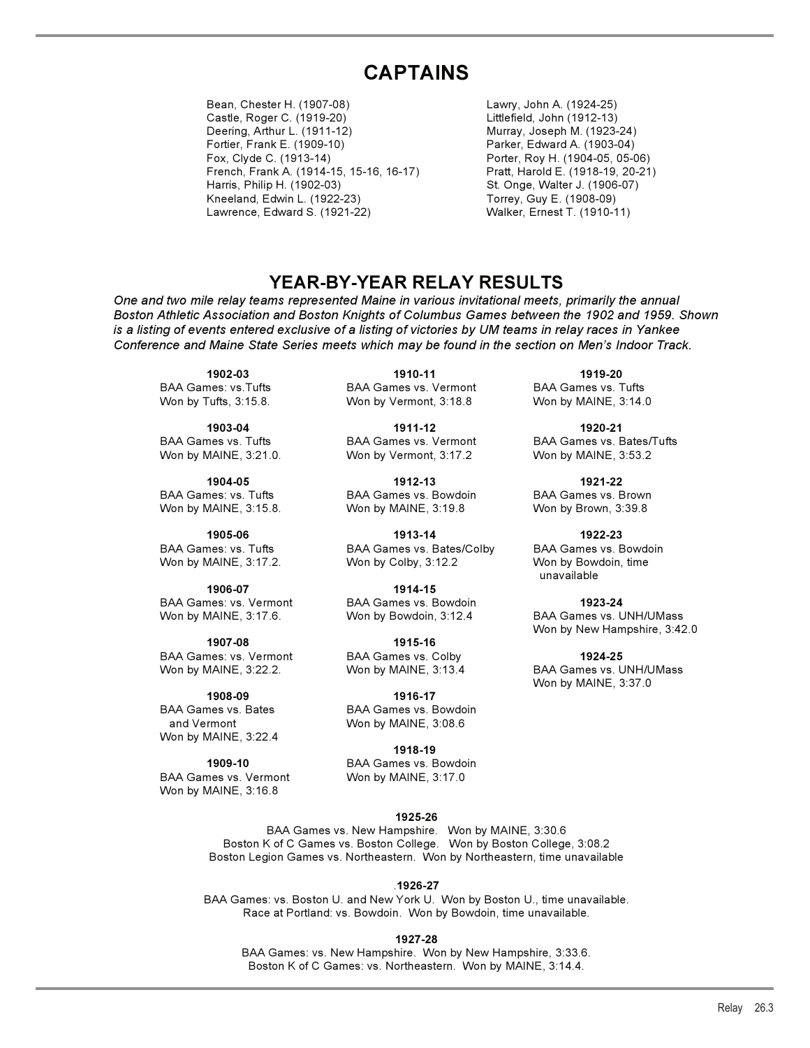# CAPTAINS

Bean, Chester H. (1907-08)
Castle, Roger C. (1919-20)
Deering, Arthur L. (1911-12)
Fortier, Frank E. (1909-10)
Fox, Clyde C. (1913-14)
French, Frank A. (1914-15, 15-16, 16-17)
Harris, Philip H. (1902-03)
Kneeland, Edwin L. (1922-23)
Lawrence, Edward S. (1921-22)
Lawry, John A. (1924-25)
Littlefield, John (1912-13)
Murray, Joseph M. (1923-24)
Parker, Edward A. (1903-04)
Porter, Roy H. (1904-05, 05-06)
Pratt, Harold E. (1918-19, 20-21)
St. Onge, Walter J. (1906-07)
Torrey, Guy E. (1908-09)
Walker, Ernest T. (1910-11)

# YEAR-BY-YEAR RELAY RESULTS

*One and two mile relay teams represented Maine in various invitational meets, primarily the annual Boston Athletic Association and Boston Knights of Columbus Games between the 1902 and 1959. Shown is a listing of events entered exclusive of a listing of victories by UM teams in relay races in Yankee Conference and Maine State Series meets which may be found in the section on Men's Indoor Track.*

**1902-03**
BAA Games: vs.Tufts
Won by Tufts, 3:15.8.

**1903-04**
BAA Games vs. Tufts
Won by MAINE, 3:21.0.

**1904-05**
BAA Games: vs. Tufts
Won by MAINE, 3:15.8.

**1905-06**
BAA Games: vs. Tufts
Won by MAINE, 3:17.2.

**1906-07**
BAA Games: vs. Vermont
Won by MAINE, 3:17.6.

**1907-08**
BAA Games: vs. Vermont
Won by MAINE, 3:22.2.

**1908-09**
BAA Games vs. Bates and Vermont
Won by MAINE, 3:22.4

**1909-10**
BAA Games vs. Vermont
Won by MAINE, 3:16.8

**1910-11**
BAA Games vs. Vermont
Won by Vermont, 3:18.8

**1911-12**
BAA Games vs. Vermont
Won by Vermont, 3:17.2

**1912-13**
BAA Games vs. Bowdoin
Won by MAINE, 3:19.8

**1913-14**
BAA Games vs. Bates/Colby
Won by Colby, 3:12.2

**1914-15**
BAA Games vs. Bowdoin
Won by Bowdoin, 3:12.4

**1915-16**
BAA Games vs. Colby
Won by MAINE, 3:13.4

**1916-17**
BAA Games vs. Bowdoin
Won by MAINE, 3:08.6

**1918-19**
BAA Games vs. Bowdoin
Won by MAINE, 3:17.0

**1919-20**
BAA Games vs. Tufts
Won by MAINE, 3:14.0

**1920-21**
BAA Games vs. Bates/Tufts
Won by MAINE, 3:53.2

**1921-22**
BAA Games vs. Brown
Won by Brown, 3:39.8

**1922-23**
BAA Games vs. Bowdoin
Won by Bowdoin, time unavailable

**1923-24**
BAA Games vs. UNH/UMass
Won by New Hampshire, 3:42.0

**1924-25**
BAA Games vs. UNH/UMass
Won by MAINE, 3:37.0

**1925-26**
BAA Games vs. New Hampshire. Won by MAINE, 3:30.6
Boston K of C Games vs. Boston College. Won by Boston College, 3:08.2
Boston Legion Games vs. Northeastern. Won by Northeastern, time unavailable

**.1926-27**
BAA Games: vs. Boston U. and New York U. Won by Boston U., time unavailable.
Race at Portland: vs. Bowdoin. Won by Bowdoin, time unavailable.

**1927-28**
BAA Games: vs. New Hampshire. Won by New Hampshire, 3:33.6.
Boston K of C Games: vs. Northeastern. Won by MAINE, 3:14.4.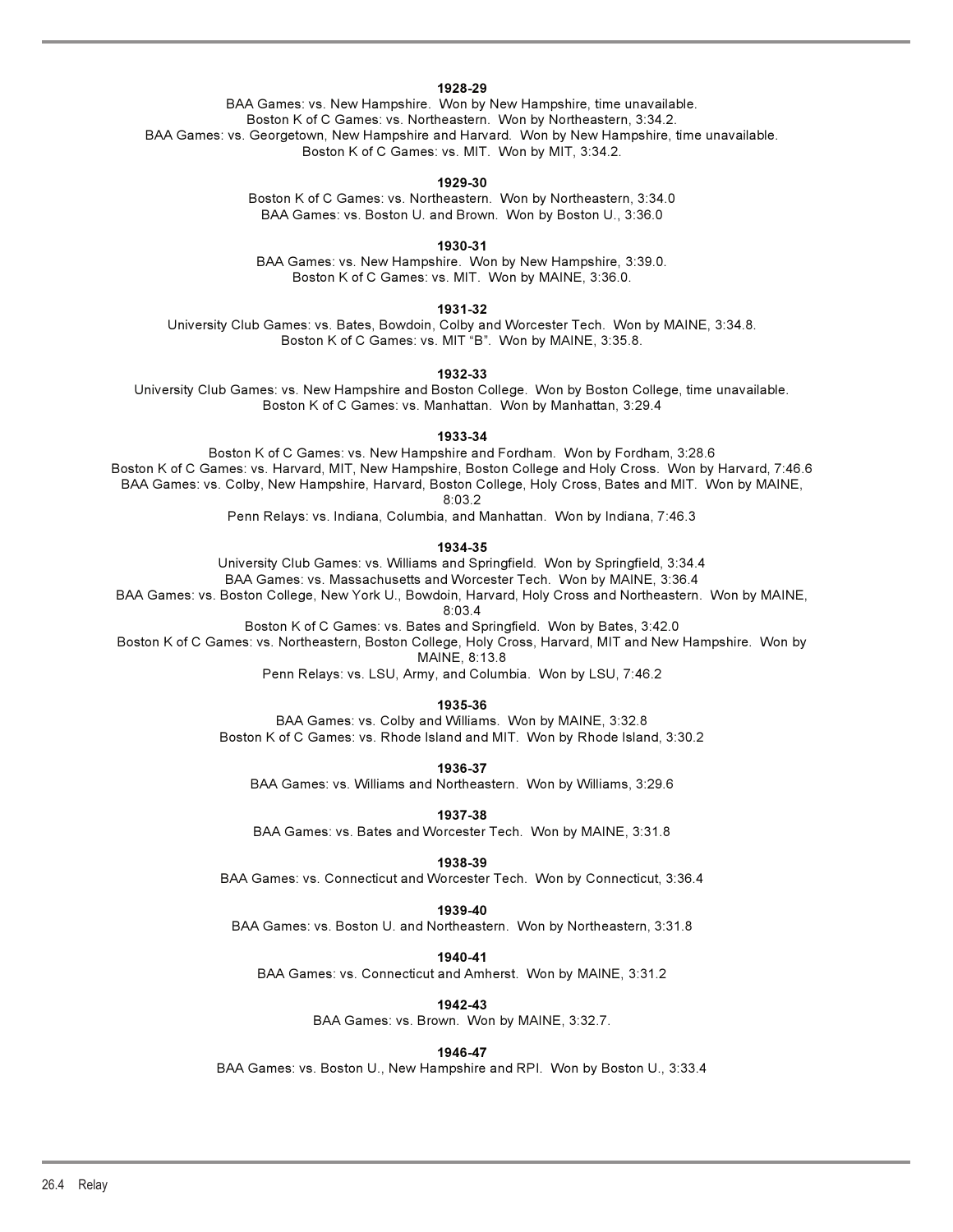**1928-29**

BAA Games: vs. New Hampshire. Won by New Hampshire, time unavailable.
Boston K of C Games: vs. Northeastern. Won by Northeastern, 3:34.2.
BAA Games: vs. Georgetown, New Hampshire and Harvard. Won by New Hampshire, time unavailable.
Boston K of C Games: vs. MIT. Won by MIT, 3:34.2.

**1929-30**

Boston K of C Games: vs. Northeastern. Won by Northeastern, 3:34.0
BAA Games: vs. Boston U. and Brown. Won by Boston U., 3:36.0

**1930-31**

BAA Games: vs. New Hampshire. Won by New Hampshire, 3:39.0.
Boston K of C Games: vs. MIT. Won by MAINE, 3:36.0.

**1931-32**

University Club Games: vs. Bates, Bowdoin, Colby and Worcester Tech. Won by MAINE, 3:34.8.
Boston K of C Games: vs. MIT "B". Won by MAINE, 3:35.8.

**1932-33**

University Club Games: vs. New Hampshire and Boston College. Won by Boston College, time unavailable.
Boston K of C Games: vs. Manhattan. Won by Manhattan, 3:29.4

**1933-34**

Boston K of C Games: vs. New Hampshire and Fordham. Won by Fordham, 3:28.6
Boston K of C Games: vs. Harvard, MIT, New Hampshire, Boston College and Holy Cross. Won by Harvard, 7:46.6
BAA Games: vs. Colby, New Hampshire, Harvard, Boston College, Holy Cross, Bates and MIT. Won by MAINE, 8:03.2
Penn Relays: vs. Indiana, Columbia, and Manhattan. Won by Indiana, 7:46.3

**1934-35**

University Club Games: vs. Williams and Springfield. Won by Springfield, 3:34.4
BAA Games: vs. Massachusetts and Worcester Tech. Won by MAINE, 3:36.4
BAA Games: vs. Boston College, New York U., Bowdoin, Harvard, Holy Cross and Northeastern. Won by MAINE, 8:03.4
Boston K of C Games: vs. Bates and Springfield. Won by Bates, 3:42.0
Boston K of C Games: vs. Northeastern, Boston College, Holy Cross, Harvard, MIT and New Hampshire. Won by MAINE, 8:13.8
Penn Relays: vs. LSU, Army, and Columbia. Won by LSU, 7:46.2

**1935-36**

BAA Games: vs. Colby and Williams. Won by MAINE, 3:32.8
Boston K of C Games: vs. Rhode Island and MIT. Won by Rhode Island, 3:30.2

**1936-37**

BAA Games: vs. Williams and Northeastern. Won by Williams, 3:29.6

**1937-38**

BAA Games: vs. Bates and Worcester Tech. Won by MAINE, 3:31.8

**1938-39**

BAA Games: vs. Connecticut and Worcester Tech. Won by Connecticut, 3:36.4

**1939-40**

BAA Games: vs. Boston U. and Northeastern. Won by Northeastern, 3:31.8

**1940-41**

BAA Games: vs. Connecticut and Amherst. Won by MAINE, 3:31.2

**1942-43**

BAA Games: vs. Brown. Won by MAINE, 3:32.7.

**1946-47**

BAA Games: vs. Boston U., New Hampshire and RPI. Won by Boston U., 3:33.4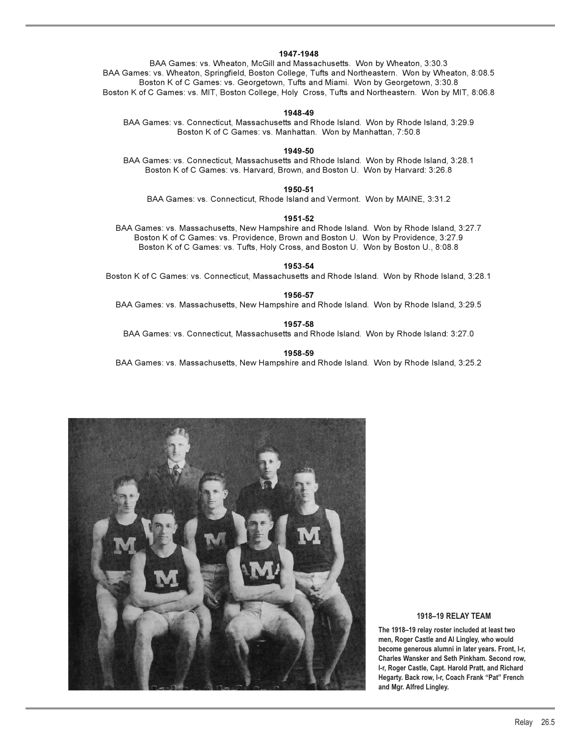**1947-1948**

BAA Games: vs. Wheaton, McGill and Massachusetts. Won by Wheaton, 3:30.3
BAA Games: vs. Wheaton, Springfield, Boston College, Tufts and Northeastern. Won by Wheaton, 8:08.5
Boston K of C Games: vs. Georgetown, Tufts and Miami. Won by Georgetown, 3:30.8
Boston K of C Games: vs. MIT, Boston College, Holy Cross, Tufts and Northeastern. Won by MIT, 8:06.8

**1948-49**

BAA Games: vs. Connecticut, Massachusetts and Rhode Island. Won by Rhode Island, 3:29.9
Boston K of C Games: vs. Manhattan. Won by Manhattan, 7:50.8

**1949-50**

BAA Games: vs. Connecticut, Massachusetts and Rhode Island. Won by Rhode Island, 3:28.1
Boston K of C Games: vs. Harvard, Brown, and Boston U. Won by Harvard: 3:26.8

**1950-51**

BAA Games: vs. Connecticut, Rhode Island and Vermont. Won by MAINE, 3:31.2

**1951-52**

BAA Games: vs. Massachusetts, New Hampshire and Rhode Island. Won by Rhode Island, 3:27.7
Boston K of C Games: vs. Providence, Brown and Boston U. Won by Providence, 3:27.9
Boston K of C Games: vs. Tufts, Holy Cross, and Boston U. Won by Boston U., 8:08.8

**1953-54**

Boston K of C Games: vs. Connecticut, Massachusetts and Rhode Island. Won by Rhode Island, 3:28.1

**1956-57**

BAA Games: vs. Massachusetts, New Hampshire and Rhode Island. Won by Rhode Island, 3:29.5

**1957-58**

BAA Games: vs. Connecticut, Massachusetts and Rhode Island. Won by Rhode Island: 3:27.0

**1958-59**

BAA Games: vs. Massachusetts, New Hampshire and Rhode Island. Won by Rhode Island, 3:25.2

**1918–19 RELAY TEAM**

**The 1918–19 relay roster included at least two men, Roger Castle and Al Lingley, who would become generous alumni in later years. Front, l-r, Charles Wansker and Seth Pinkham. Second row, l-r, Roger Castle, Capt. Harold Pratt, and Richard Hegarty. Back row, l-r, Coach Frank "Pat" French and Mgr. Alfred Lingley.**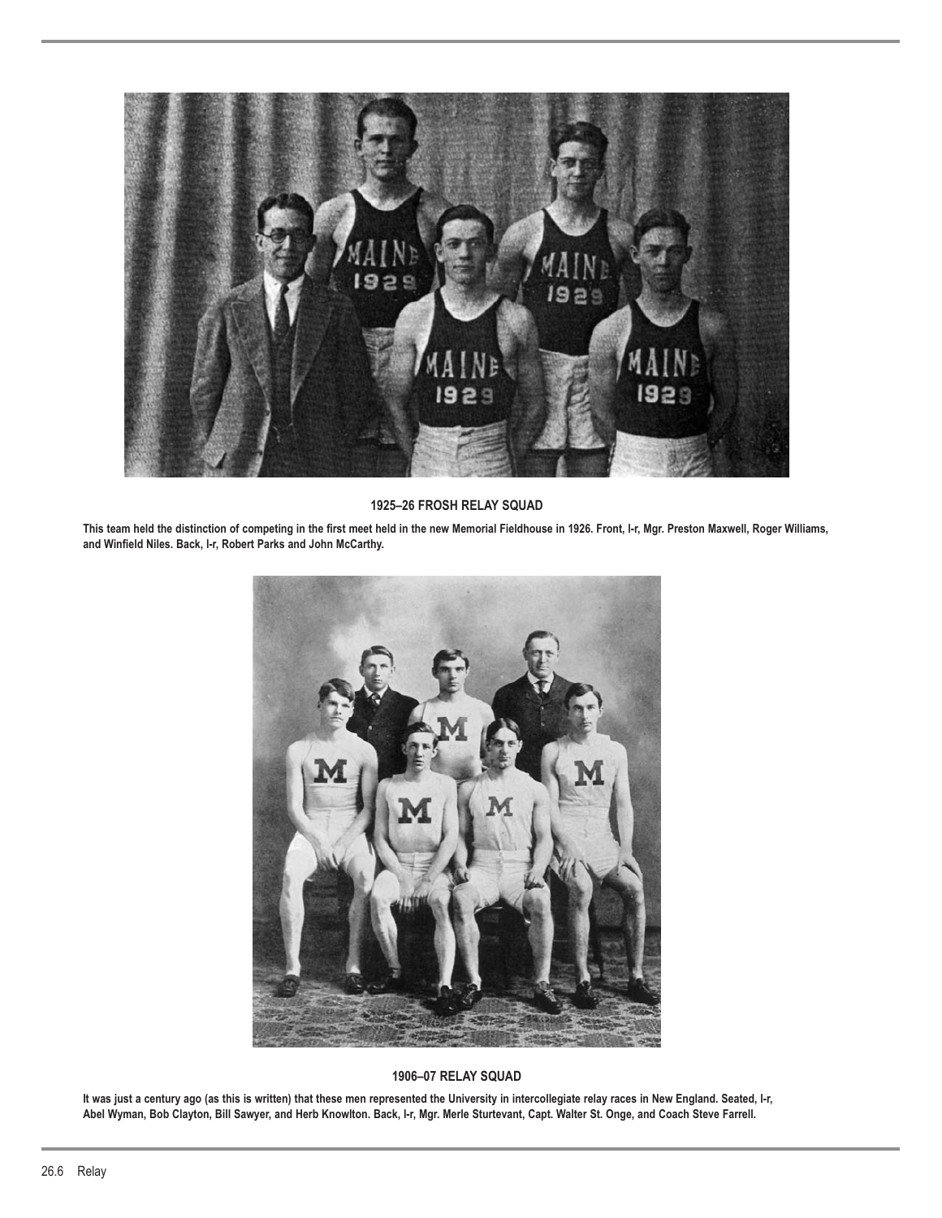**1925–26 FROSH RELAY SQUAD**

**This team held the distinction of competing in the first meet held in the new Memorial Fieldhouse in 1926. Front, l-r, Mgr. Preston Maxwell, Roger Williams, and Winfield Niles. Back, l-r, Robert Parks and John McCarthy.**

**1906–07 RELAY SQUAD**

**It was just a century ago (as this is written) that these men represented the University in intercollegiate relay races in New England. Seated, l-r, Abel Wyman, Bob Clayton, Bill Sawyer, and Herb Knowlton. Back, l-r, Mgr. Merle Sturtevant, Capt. Walter St. Onge, and Coach Steve Farrell.**